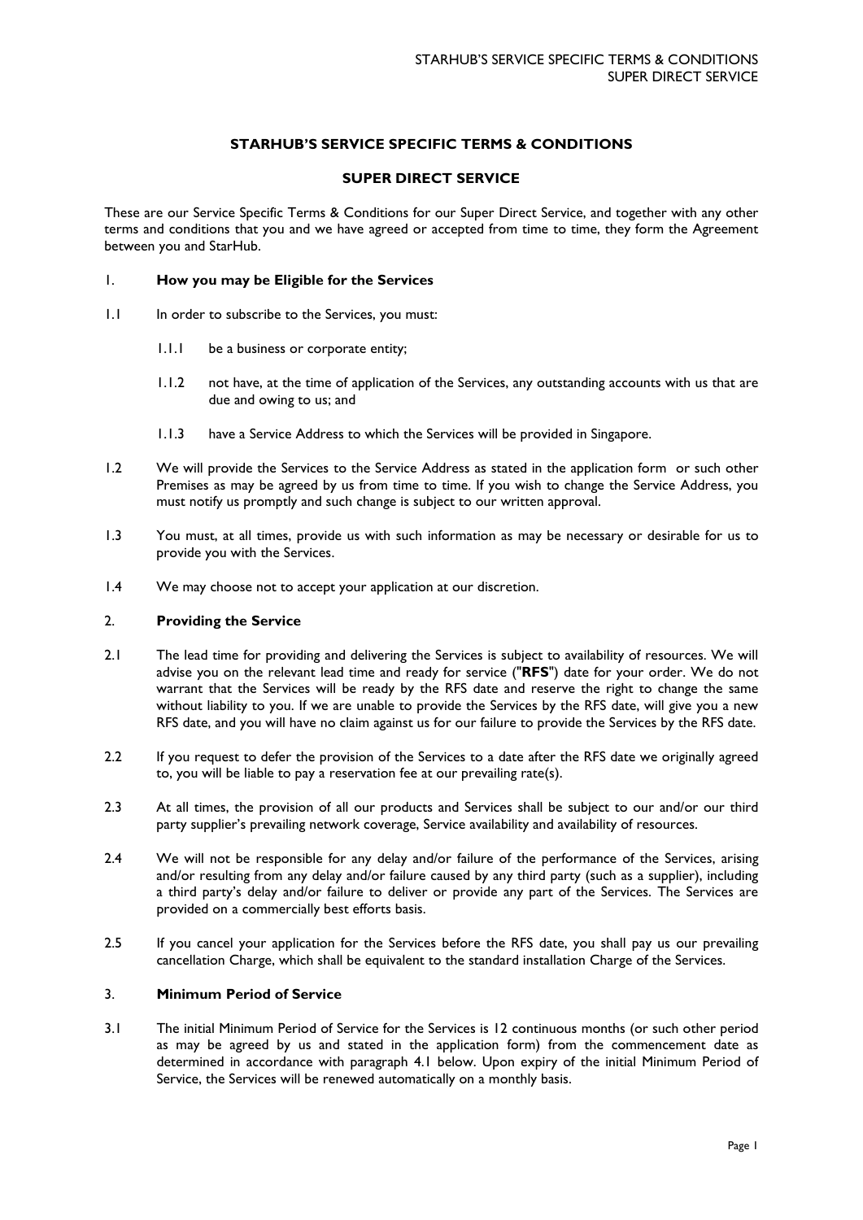# STARHUB'S SERVICE SPECIFIC TERMS & CONDITIONS

## SUPER DIRECT SERVICE

These are our Service Specific Terms & Conditions for our Super Direct Service, and together with any other terms and conditions that you and we have agreed or accepted from time to time, they form the Agreement between you and StarHub.

### 1. How you may be Eligible for the Services

1.1 In order to subscribe to the Services, you must:

1.1.1 be a business or corporate entity;

1.1.2 not have, at the time of application of the Services, any outstanding accounts with us that are due and owing to us; and

1.1.3 have a Service Address to which the Services will be provided in Singapore.

1.2 We will provide the Services to the Service Address as stated in the application form or such other Premises as may be agreed by us from time to time. If you wish to change the Service Address, you must notify us promptly and such change is subject to our written approval.

1.3 You must, at all times, provide us with such information as may be necessary or desirable for us to provide you with the Services.

1.4 We may choose not to accept your application at our discretion.

### 2. Providing the Service

2.1 The lead time for providing and delivering the Services is subject to availability of resources. We will advise you on the relevant lead time and ready for service ("**RFS**") date for your order. We do not warrant that the Services will be ready by the RFS date and reserve the right to change the same without liability to you. If we are unable to provide the Services by the RFS date, will give you a new RFS date, and you will have no claim against us for our failure to provide the Services by the RFS date.

2.2 If you request to defer the provision of the Services to a date after the RFS date we originally agreed to, you will be liable to pay a reservation fee at our prevailing rate(s).

2.3 At all times, the provision of all our products and Services shall be subject to our and/or our third party supplier's prevailing network coverage, Service availability and availability of resources.

2.4 We will not be responsible for any delay and/or failure of the performance of the Services, arising and/or resulting from any delay and/or failure caused by any third party (such as a supplier), including a third party's delay and/or failure to deliver or provide any part of the Services. The Services are provided on a commercially best efforts basis.

2.5 If you cancel your application for the Services before the RFS date, you shall pay us our prevailing cancellation Charge, which shall be equivalent to the standard installation Charge of the Services.

### 3. Minimum Period of Service

3.1 The initial Minimum Period of Service for the Services is 12 continuous months (or such other period as may be agreed by us and stated in the application form) from the commencement date as determined in accordance with paragraph 4.1 below. Upon expiry of the initial Minimum Period of Service, the Services will be renewed automatically on a monthly basis.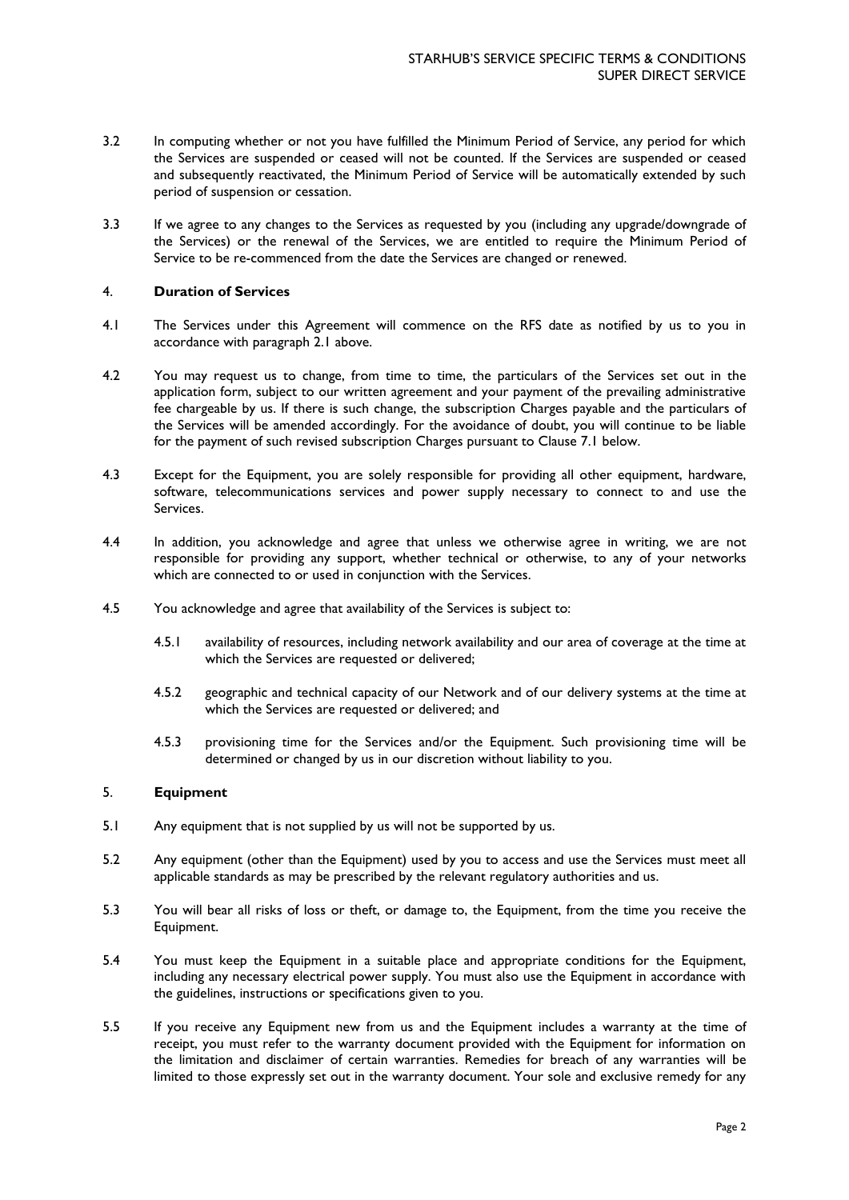3.2 In computing whether or not you have fulfilled the Minimum Period of Service, any period for which the Services are suspended or ceased will not be counted. If the Services are suspended or ceased and subsequently reactivated, the Minimum Period of Service will be automatically extended by such period of suspension or cessation.

3.3 If we agree to any changes to the Services as requested by you (including any upgrade/downgrade of the Services) or the renewal of the Services, we are entitled to require the Minimum Period of Service to be re-commenced from the date the Services are changed or renewed.

## 4. Duration of Services

4.1 The Services under this Agreement will commence on the RFS date as notified by us to you in accordance with paragraph 2.1 above.

4.2 You may request us to change, from time to time, the particulars of the Services set out in the application form, subject to our written agreement and your payment of the prevailing administrative fee chargeable by us. If there is such change, the subscription Charges payable and the particulars of the Services will be amended accordingly. For the avoidance of doubt, you will continue to be liable for the payment of such revised subscription Charges pursuant to Clause 7.1 below.

4.3 Except for the Equipment, you are solely responsible for providing all other equipment, hardware, software, telecommunications services and power supply necessary to connect to and use the Services.

4.4 In addition, you acknowledge and agree that unless we otherwise agree in writing, we are not responsible for providing any support, whether technical or otherwise, to any of your networks which are connected to or used in conjunction with the Services.

4.5 You acknowledge and agree that availability of the Services is subject to:

4.5.1 availability of resources, including network availability and our area of coverage at the time at which the Services are requested or delivered;

4.5.2 geographic and technical capacity of our Network and of our delivery systems at the time at which the Services are requested or delivered; and

4.5.3 provisioning time for the Services and/or the Equipment. Such provisioning time will be determined or changed by us in our discretion without liability to you.

## 5. Equipment

5.1 Any equipment that is not supplied by us will not be supported by us.

5.2 Any equipment (other than the Equipment) used by you to access and use the Services must meet all applicable standards as may be prescribed by the relevant regulatory authorities and us.

5.3 You will bear all risks of loss or theft, or damage to, the Equipment, from the time you receive the Equipment.

5.4 You must keep the Equipment in a suitable place and appropriate conditions for the Equipment, including any necessary electrical power supply. You must also use the Equipment in accordance with the guidelines, instructions or specifications given to you.

5.5 If you receive any Equipment new from us and the Equipment includes a warranty at the time of receipt, you must refer to the warranty document provided with the Equipment for information on the limitation and disclaimer of certain warranties. Remedies for breach of any warranties will be limited to those expressly set out in the warranty document. Your sole and exclusive remedy for any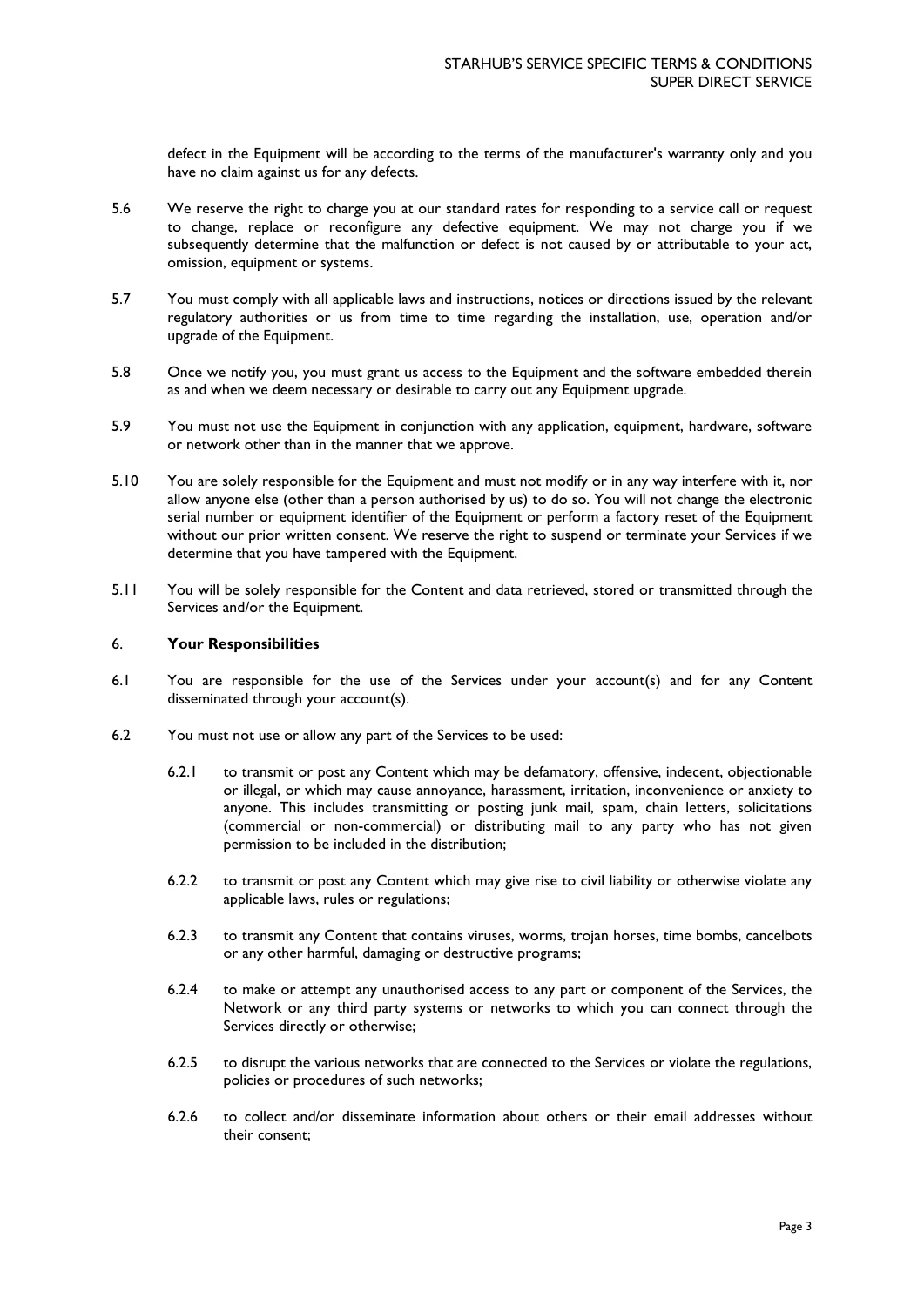defect in the Equipment will be according to the terms of the manufacturer's warranty only and you have no claim against us for any defects.

5.6 We reserve the right to charge you at our standard rates for responding to a service call or request to change, replace or reconfigure any defective equipment. We may not charge you if we subsequently determine that the malfunction or defect is not caused by or attributable to your act, omission, equipment or systems.

5.7 You must comply with all applicable laws and instructions, notices or directions issued by the relevant regulatory authorities or us from time to time regarding the installation, use, operation and/or upgrade of the Equipment.

5.8 Once we notify you, you must grant us access to the Equipment and the software embedded therein as and when we deem necessary or desirable to carry out any Equipment upgrade.

5.9 You must not use the Equipment in conjunction with any application, equipment, hardware, software or network other than in the manner that we approve.

5.10 You are solely responsible for the Equipment and must not modify or in any way interfere with it, nor allow anyone else (other than a person authorised by us) to do so. You will not change the electronic serial number or equipment identifier of the Equipment or perform a factory reset of the Equipment without our prior written consent. We reserve the right to suspend or terminate your Services if we determine that you have tampered with the Equipment.

5.11 You will be solely responsible for the Content and data retrieved, stored or transmitted through the Services and/or the Equipment.

## 6. Your Responsibilities

6.1 You are responsible for the use of the Services under your account(s) and for any Content disseminated through your account(s).

6.2 You must not use or allow any part of the Services to be used:

6.2.1 to transmit or post any Content which may be defamatory, offensive, indecent, objectionable or illegal, or which may cause annoyance, harassment, irritation, inconvenience or anxiety to anyone. This includes transmitting or posting junk mail, spam, chain letters, solicitations (commercial or non-commercial) or distributing mail to any party who has not given permission to be included in the distribution;

6.2.2 to transmit or post any Content which may give rise to civil liability or otherwise violate any applicable laws, rules or regulations;

6.2.3 to transmit any Content that contains viruses, worms, trojan horses, time bombs, cancelbots or any other harmful, damaging or destructive programs;

6.2.4 to make or attempt any unauthorised access to any part or component of the Services, the Network or any third party systems or networks to which you can connect through the Services directly or otherwise;

6.2.5 to disrupt the various networks that are connected to the Services or violate the regulations, policies or procedures of such networks;

6.2.6 to collect and/or disseminate information about others or their email addresses without their consent;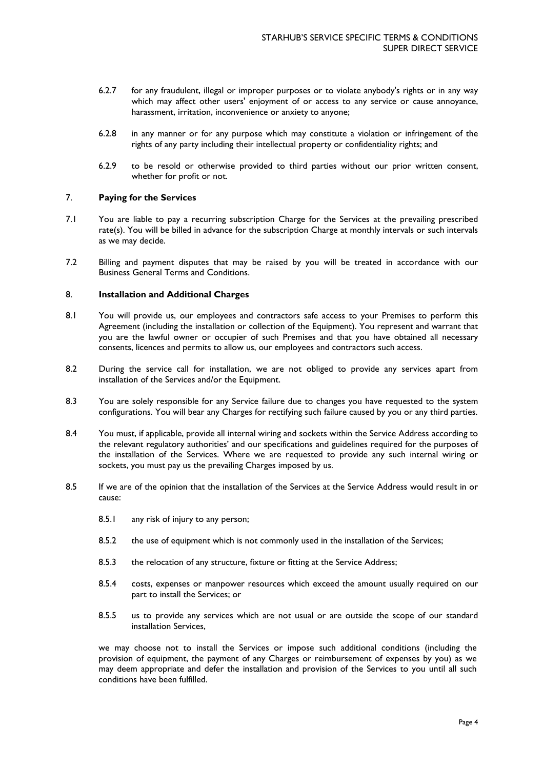6.2.7 for any fraudulent, illegal or improper purposes or to violate anybody's rights or in any way which may affect other users' enjoyment of or access to any service or cause annoyance, harassment, irritation, inconvenience or anxiety to anyone;

6.2.8 in any manner or for any purpose which may constitute a violation or infringement of the rights of any party including their intellectual property or confidentiality rights; and

6.2.9 to be resold or otherwise provided to third parties without our prior written consent, whether for profit or not.

## 7. Paying for the Services

7.1 You are liable to pay a recurring subscription Charge for the Services at the prevailing prescribed rate(s). You will be billed in advance for the subscription Charge at monthly intervals or such intervals as we may decide.

7.2 Billing and payment disputes that may be raised by you will be treated in accordance with our Business General Terms and Conditions.

## 8. Installation and Additional Charges

8.1 You will provide us, our employees and contractors safe access to your Premises to perform this Agreement (including the installation or collection of the Equipment). You represent and warrant that you are the lawful owner or occupier of such Premises and that you have obtained all necessary consents, licences and permits to allow us, our employees and contractors such access.

8.2 During the service call for installation, we are not obliged to provide any services apart from installation of the Services and/or the Equipment.

8.3 You are solely responsible for any Service failure due to changes you have requested to the system configurations. You will bear any Charges for rectifying such failure caused by you or any third parties.

8.4 You must, if applicable, provide all internal wiring and sockets within the Service Address according to the relevant regulatory authorities' and our specifications and guidelines required for the purposes of the installation of the Services. Where we are requested to provide any such internal wiring or sockets, you must pay us the prevailing Charges imposed by us.

8.5 If we are of the opinion that the installation of the Services at the Service Address would result in or cause:

8.5.1 any risk of injury to any person;

8.5.2 the use of equipment which is not commonly used in the installation of the Services;

8.5.3 the relocation of any structure, fixture or fitting at the Service Address;

8.5.4 costs, expenses or manpower resources which exceed the amount usually required on our part to install the Services; or

8.5.5 us to provide any services which are not usual or are outside the scope of our standard installation Services,

we may choose not to install the Services or impose such additional conditions (including the provision of equipment, the payment of any Charges or reimbursement of expenses by you) as we may deem appropriate and defer the installation and provision of the Services to you until all such conditions have been fulfilled.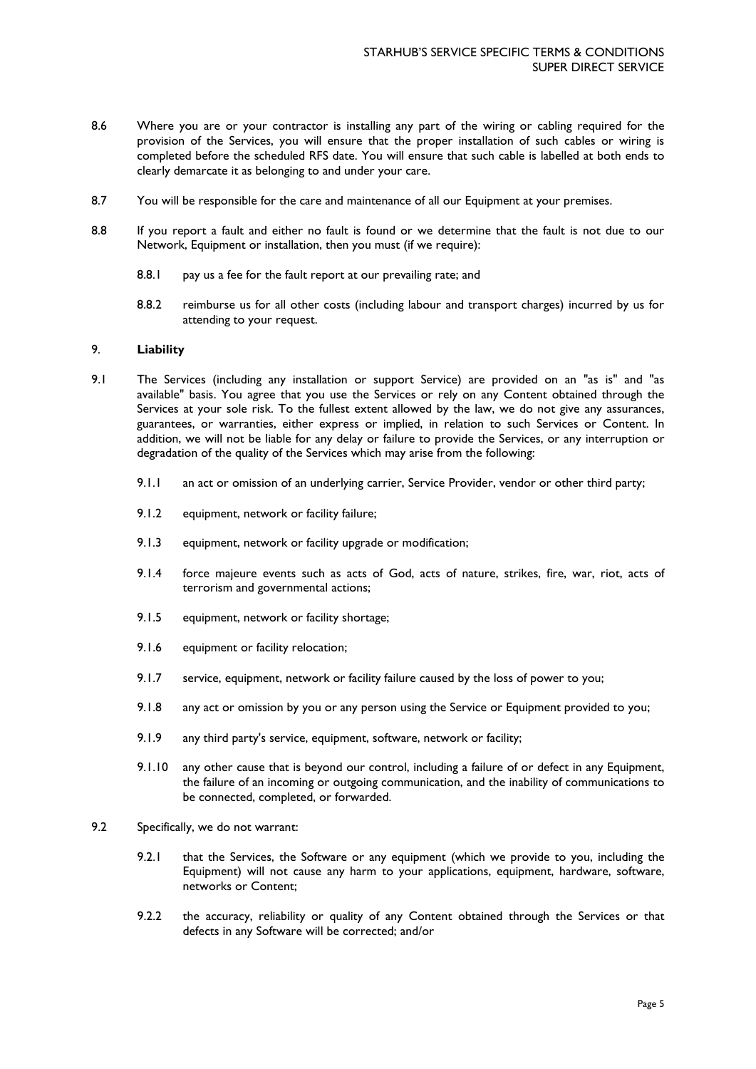8.6 Where you are or your contractor is installing any part of the wiring or cabling required for the provision of the Services, you will ensure that the proper installation of such cables or wiring is completed before the scheduled RFS date. You will ensure that such cable is labelled at both ends to clearly demarcate it as belonging to and under your care.

8.7 You will be responsible for the care and maintenance of all our Equipment at your premises.

8.8 If you report a fault and either no fault is found or we determine that the fault is not due to our Network, Equipment or installation, then you must (if we require):

8.8.1 pay us a fee for the fault report at our prevailing rate; and

8.8.2 reimburse us for all other costs (including labour and transport charges) incurred by us for attending to your request.

## 9. **Liability**

9.1 The Services (including any installation or support Service) are provided on an "as is" and "as available" basis. You agree that you use the Services or rely on any Content obtained through the Services at your sole risk. To the fullest extent allowed by the law, we do not give any assurances, guarantees, or warranties, either express or implied, in relation to such Services or Content. In addition, we will not be liable for any delay or failure to provide the Services, or any interruption or degradation of the quality of the Services which may arise from the following:

9.1.1 an act or omission of an underlying carrier, Service Provider, vendor or other third party;

9.1.2 equipment, network or facility failure;

9.1.3 equipment, network or facility upgrade or modification;

9.1.4 force majeure events such as acts of God, acts of nature, strikes, fire, war, riot, acts of terrorism and governmental actions;

9.1.5 equipment, network or facility shortage;

9.1.6 equipment or facility relocation;

9.1.7 service, equipment, network or facility failure caused by the loss of power to you;

9.1.8 any act or omission by you or any person using the Service or Equipment provided to you;

9.1.9 any third party's service, equipment, software, network or facility;

9.1.10 any other cause that is beyond our control, including a failure of or defect in any Equipment, the failure of an incoming or outgoing communication, and the inability of communications to be connected, completed, or forwarded.

9.2 Specifically, we do not warrant:

9.2.1 that the Services, the Software or any equipment (which we provide to you, including the Equipment) will not cause any harm to your applications, equipment, hardware, software, networks or Content;

9.2.2 the accuracy, reliability or quality of any Content obtained through the Services or that defects in any Software will be corrected; and/or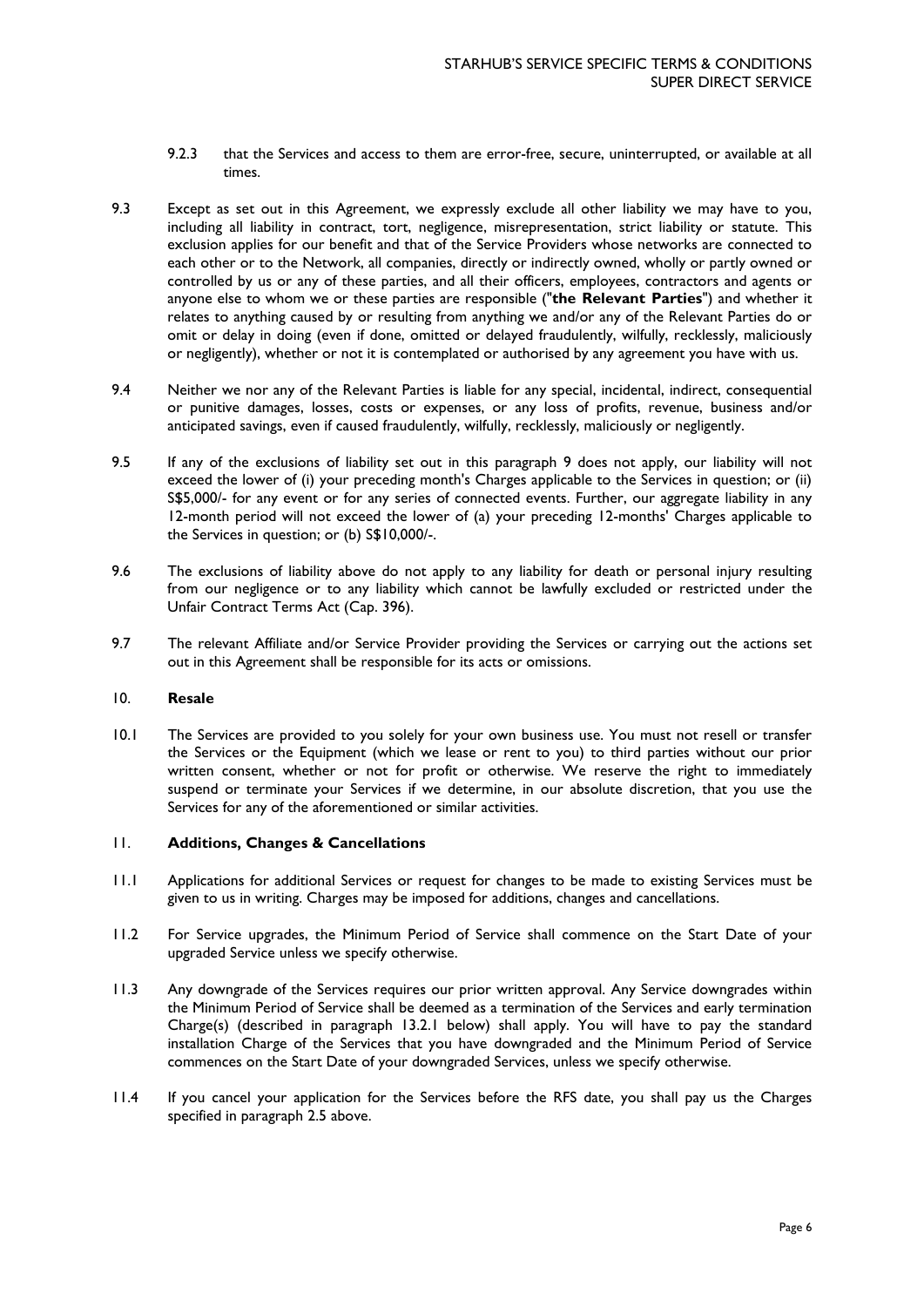9.2.3 that the Services and access to them are error-free, secure, uninterrupted, or available at all times.

9.3 Except as set out in this Agreement, we expressly exclude all other liability we may have to you, including all liability in contract, tort, negligence, misrepresentation, strict liability or statute. This exclusion applies for our benefit and that of the Service Providers whose networks are connected to each other or to the Network, all companies, directly or indirectly owned, wholly or partly owned or controlled by us or any of these parties, and all their officers, employees, contractors and agents or anyone else to whom we or these parties are responsible ("**the Relevant Parties**") and whether it relates to anything caused by or resulting from anything we and/or any of the Relevant Parties do or omit or delay in doing (even if done, omitted or delayed fraudulently, wilfully, recklessly, maliciously or negligently), whether or not it is contemplated or authorised by any agreement you have with us.

9.4 Neither we nor any of the Relevant Parties is liable for any special, incidental, indirect, consequential or punitive damages, losses, costs or expenses, or any loss of profits, revenue, business and/or anticipated savings, even if caused fraudulently, wilfully, recklessly, maliciously or negligently.

9.5 If any of the exclusions of liability set out in this paragraph 9 does not apply, our liability will not exceed the lower of (i) your preceding month's Charges applicable to the Services in question; or (ii) S$5,000/- for any event or for any series of connected events. Further, our aggregate liability in any 12-month period will not exceed the lower of (a) your preceding 12-months' Charges applicable to the Services in question; or (b) S$10,000/-.

9.6 The exclusions of liability above do not apply to any liability for death or personal injury resulting from our negligence or to any liability which cannot be lawfully excluded or restricted under the Unfair Contract Terms Act (Cap. 396).

9.7 The relevant Affiliate and/or Service Provider providing the Services or carrying out the actions set out in this Agreement shall be responsible for its acts or omissions.

## 10. **Resale**

10.1 The Services are provided to you solely for your own business use. You must not resell or transfer the Services or the Equipment (which we lease or rent to you) to third parties without our prior written consent, whether or not for profit or otherwise. We reserve the right to immediately suspend or terminate your Services if we determine, in our absolute discretion, that you use the Services for any of the aforementioned or similar activities.

## 11. **Additions, Changes & Cancellations**

11.1 Applications for additional Services or request for changes to be made to existing Services must be given to us in writing. Charges may be imposed for additions, changes and cancellations.

11.2 For Service upgrades, the Minimum Period of Service shall commence on the Start Date of your upgraded Service unless we specify otherwise.

11.3 Any downgrade of the Services requires our prior written approval. Any Service downgrades within the Minimum Period of Service shall be deemed as a termination of the Services and early termination Charge(s) (described in paragraph 13.2.1 below) shall apply. You will have to pay the standard installation Charge of the Services that you have downgraded and the Minimum Period of Service commences on the Start Date of your downgraded Services, unless we specify otherwise.

11.4 If you cancel your application for the Services before the RFS date, you shall pay us the Charges specified in paragraph 2.5 above.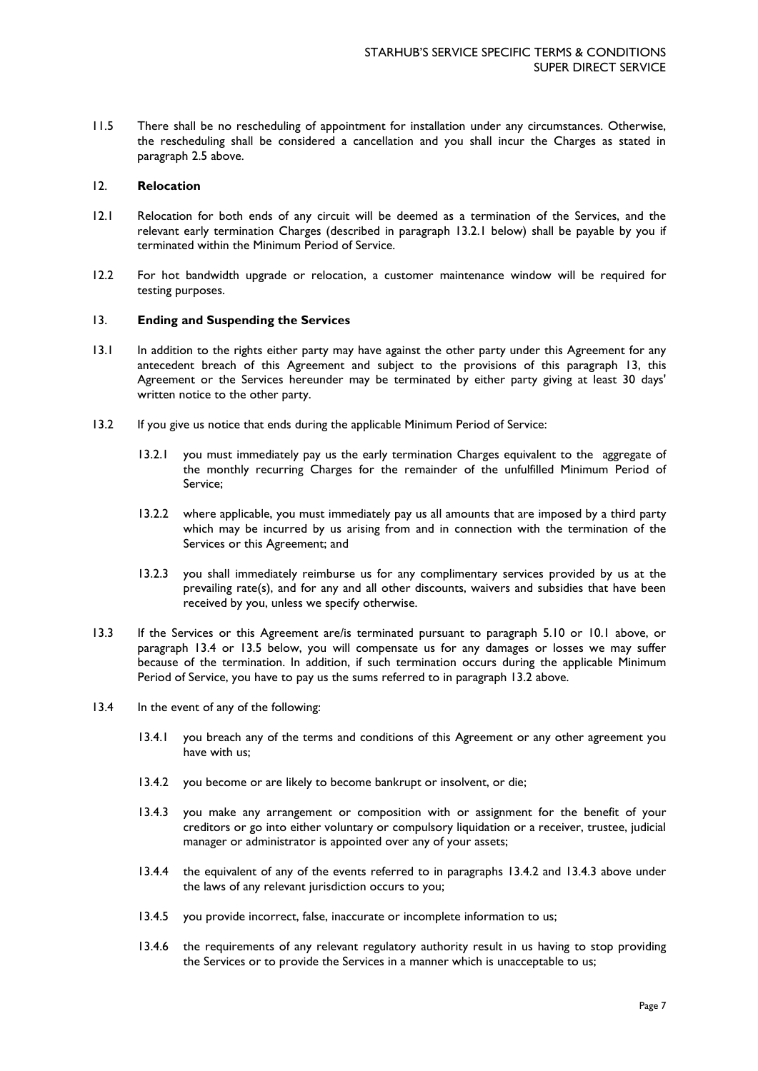11.5 There shall be no rescheduling of appointment for installation under any circumstances. Otherwise, the rescheduling shall be considered a cancellation and you shall incur the Charges as stated in paragraph 2.5 above.

## 12. Relocation

12.1 Relocation for both ends of any circuit will be deemed as a termination of the Services, and the relevant early termination Charges (described in paragraph 13.2.1 below) shall be payable by you if terminated within the Minimum Period of Service.

12.2 For hot bandwidth upgrade or relocation, a customer maintenance window will be required for testing purposes.

## 13. Ending and Suspending the Services

13.1 In addition to the rights either party may have against the other party under this Agreement for any antecedent breach of this Agreement and subject to the provisions of this paragraph 13, this Agreement or the Services hereunder may be terminated by either party giving at least 30 days' written notice to the other party.

13.2 If you give us notice that ends during the applicable Minimum Period of Service:

13.2.1 you must immediately pay us the early termination Charges equivalent to the aggregate of the monthly recurring Charges for the remainder of the unfulfilled Minimum Period of Service;

13.2.2 where applicable, you must immediately pay us all amounts that are imposed by a third party which may be incurred by us arising from and in connection with the termination of the Services or this Agreement; and

13.2.3 you shall immediately reimburse us for any complimentary services provided by us at the prevailing rate(s), and for any and all other discounts, waivers and subsidies that have been received by you, unless we specify otherwise.

13.3 If the Services or this Agreement are/is terminated pursuant to paragraph 5.10 or 10.1 above, or paragraph 13.4 or 13.5 below, you will compensate us for any damages or losses we may suffer because of the termination. In addition, if such termination occurs during the applicable Minimum Period of Service, you have to pay us the sums referred to in paragraph 13.2 above.

13.4 In the event of any of the following:

13.4.1 you breach any of the terms and conditions of this Agreement or any other agreement you have with us;

13.4.2 you become or are likely to become bankrupt or insolvent, or die;

13.4.3 you make any arrangement or composition with or assignment for the benefit of your creditors or go into either voluntary or compulsory liquidation or a receiver, trustee, judicial manager or administrator is appointed over any of your assets;

13.4.4 the equivalent of any of the events referred to in paragraphs 13.4.2 and 13.4.3 above under the laws of any relevant jurisdiction occurs to you;

13.4.5 you provide incorrect, false, inaccurate or incomplete information to us;

13.4.6 the requirements of any relevant regulatory authority result in us having to stop providing the Services or to provide the Services in a manner which is unacceptable to us;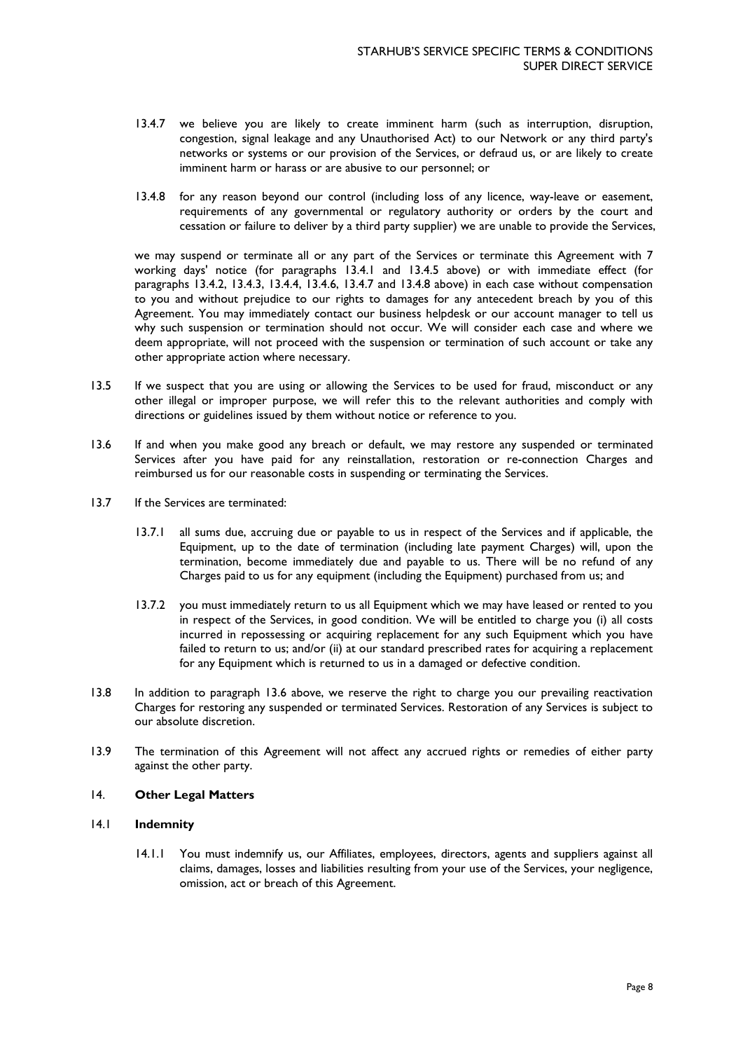13.4.7 we believe you are likely to create imminent harm (such as interruption, disruption, congestion, signal leakage and any Unauthorised Act) to our Network or any third party's networks or systems or our provision of the Services, or defraud us, or are likely to create imminent harm or harass or are abusive to our personnel; or

13.4.8 for any reason beyond our control (including loss of any licence, way-leave or easement, requirements of any governmental or regulatory authority or orders by the court and cessation or failure to deliver by a third party supplier) we are unable to provide the Services,

we may suspend or terminate all or any part of the Services or terminate this Agreement with 7 working days' notice (for paragraphs 13.4.1 and 13.4.5 above) or with immediate effect (for paragraphs 13.4.2, 13.4.3, 13.4.4, 13.4.6, 13.4.7 and 13.4.8 above) in each case without compensation to you and without prejudice to our rights to damages for any antecedent breach by you of this Agreement. You may immediately contact our business helpdesk or our account manager to tell us why such suspension or termination should not occur. We will consider each case and where we deem appropriate, will not proceed with the suspension or termination of such account or take any other appropriate action where necessary.

13.5 If we suspect that you are using or allowing the Services to be used for fraud, misconduct or any other illegal or improper purpose, we will refer this to the relevant authorities and comply with directions or guidelines issued by them without notice or reference to you.

13.6 If and when you make good any breach or default, we may restore any suspended or terminated Services after you have paid for any reinstallation, restoration or re-connection Charges and reimbursed us for our reasonable costs in suspending or terminating the Services.

13.7 If the Services are terminated:

13.7.1 all sums due, accruing due or payable to us in respect of the Services and if applicable, the Equipment, up to the date of termination (including late payment Charges) will, upon the termination, become immediately due and payable to us. There will be no refund of any Charges paid to us for any equipment (including the Equipment) purchased from us; and

13.7.2 you must immediately return to us all Equipment which we may have leased or rented to you in respect of the Services, in good condition. We will be entitled to charge you (i) all costs incurred in repossessing or acquiring replacement for any such Equipment which you have failed to return to us; and/or (ii) at our standard prescribed rates for acquiring a replacement for any Equipment which is returned to us in a damaged or defective condition.

13.8 In addition to paragraph 13.6 above, we reserve the right to charge you our prevailing reactivation Charges for restoring any suspended or terminated Services. Restoration of any Services is subject to our absolute discretion.

13.9 The termination of this Agreement will not affect any accrued rights or remedies of either party against the other party.

## 14. Other Legal Matters

### 14.1 Indemnity

14.1.1 You must indemnify us, our Affiliates, employees, directors, agents and suppliers against all claims, damages, losses and liabilities resulting from your use of the Services, your negligence, omission, act or breach of this Agreement.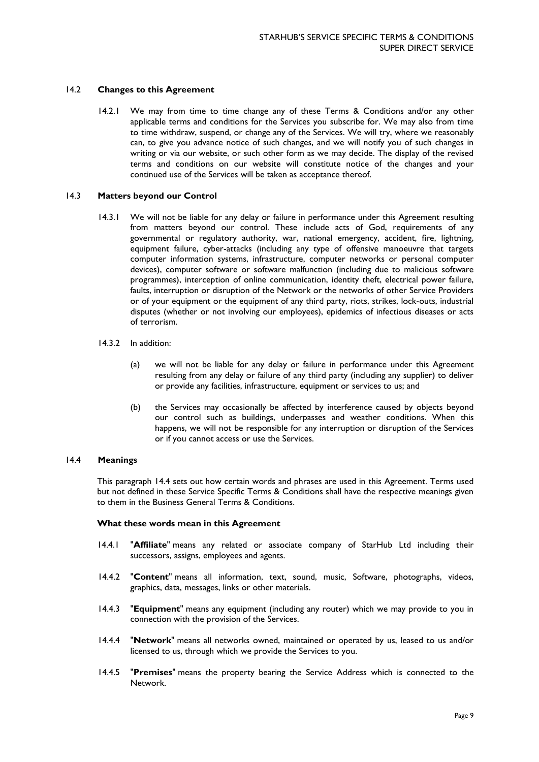### 14.2 **Changes to this Agreement**

14.2.1 We may from time to time change any of these Terms & Conditions and/or any other applicable terms and conditions for the Services you subscribe for. We may also from time to time withdraw, suspend, or change any of the Services. We will try, where we reasonably can, to give you advance notice of such changes, and we will notify you of such changes in writing or via our website, or such other form as we may decide. The display of the revised terms and conditions on our website will constitute notice of the changes and your continued use of the Services will be taken as acceptance thereof.

### 14.3 **Matters beyond our Control**

14.3.1 We will not be liable for any delay or failure in performance under this Agreement resulting from matters beyond our control. These include acts of God, requirements of any governmental or regulatory authority, war, national emergency, accident, fire, lightning, equipment failure, cyber-attacks (including any type of offensive manoeuvre that targets computer information systems, infrastructure, computer networks or personal computer devices), computer software or software malfunction (including due to malicious software programmes), interception of online communication, identity theft, electrical power failure, faults, interruption or disruption of the Network or the networks of other Service Providers or of your equipment or the equipment of any third party, riots, strikes, lock-outs, industrial disputes (whether or not involving our employees), epidemics of infectious diseases or acts of terrorism.

14.3.2 In addition:

(a) we will not be liable for any delay or failure in performance under this Agreement resulting from any delay or failure of any third party (including any supplier) to deliver or provide any facilities, infrastructure, equipment or services to us; and

(b) the Services may occasionally be affected by interference caused by objects beyond our control such as buildings, underpasses and weather conditions. When this happens, we will not be responsible for any interruption or disruption of the Services or if you cannot access or use the Services.

### 14.4 **Meanings**

This paragraph 14.4 sets out how certain words and phrases are used in this Agreement. Terms used but not defined in these Service Specific Terms & Conditions shall have the respective meanings given to them in the Business General Terms & Conditions.

**What these words mean in this Agreement**

14.4.1 "**Affiliate**" means any related or associate company of StarHub Ltd including their successors, assigns, employees and agents.

14.4.2 "**Content**" means all information, text, sound, music, Software, photographs, videos, graphics, data, messages, links or other materials.

14.4.3 "**Equipment**" means any equipment (including any router) which we may provide to you in connection with the provision of the Services.

14.4.4 "**Network**" means all networks owned, maintained or operated by us, leased to us and/or licensed to us, through which we provide the Services to you.

14.4.5 "**Premises**" means the property bearing the Service Address which is connected to the Network.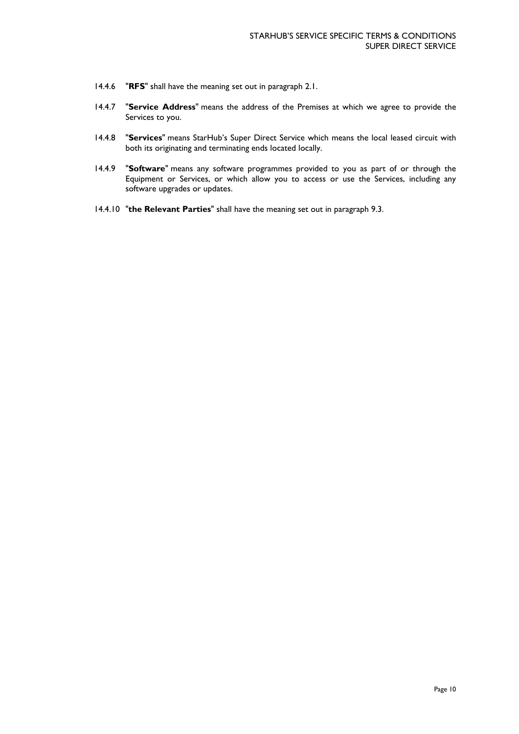14.4.6 "**RFS**" shall have the meaning set out in paragraph 2.1.

14.4.7 "**Service Address**" means the address of the Premises at which we agree to provide the Services to you.

14.4.8 "**Services**" means StarHub's Super Direct Service which means the local leased circuit with both its originating and terminating ends located locally.

14.4.9 "**Software**" means any software programmes provided to you as part of or through the Equipment or Services, or which allow you to access or use the Services, including any software upgrades or updates.

14.4.10 "**the Relevant Parties**" shall have the meaning set out in paragraph 9.3.